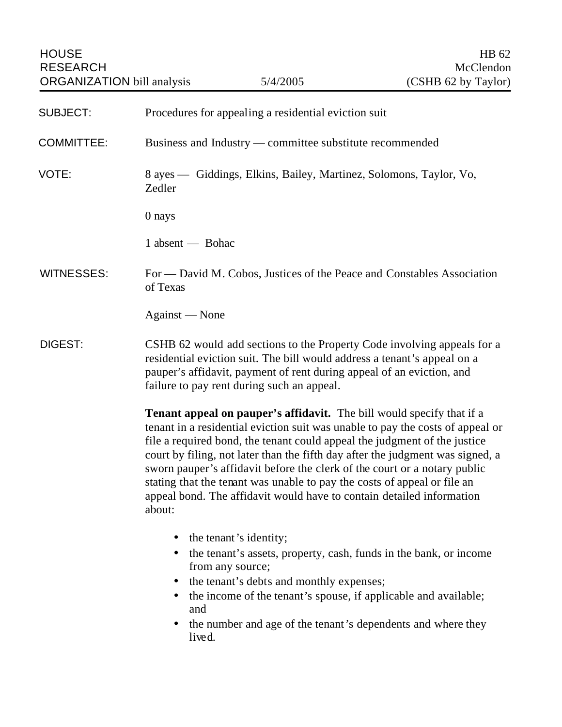HOUSE RESEARCH ORGANIZATION bill analysis — 5/4/2005

HB 62
McClendon
(CSHB 62 by Taylor)

**SUBJECT:** Procedures for appealing a residential eviction suit

**COMMITTEE:** Business and Industry — committee substitute recommended

**VOTE:** 8 ayes — Giddings, Elkins, Bailey, Martinez, Solomons, Taylor, Vo, Zedler

0 nays

1 absent — Bohac

**WITNESSES:** For — David M. Cobos, Justices of the Peace and Constables Association of Texas

Against — None

**DIGEST:** CSHB 62 would add sections to the Property Code involving appeals for a residential eviction suit. The bill would address a tenant's appeal on a pauper's affidavit, payment of rent during appeal of an eviction, and failure to pay rent during such an appeal.

**Tenant appeal on pauper's affidavit.** The bill would specify that if a tenant in a residential eviction suit was unable to pay the costs of appeal or file a required bond, the tenant could appeal the judgment of the justice court by filing, not later than the fifth day after the judgment was signed, a sworn pauper's affidavit before the clerk of the court or a notary public stating that the tenant was unable to pay the costs of appeal or file an appeal bond. The affidavit would have to contain detailed information about:

- the tenant's identity;
- the tenant's assets, property, cash, funds in the bank, or income from any source;
- the tenant's debts and monthly expenses;
- the income of the tenant's spouse, if applicable and available; and
- the number and age of the tenant's dependents and where they lived.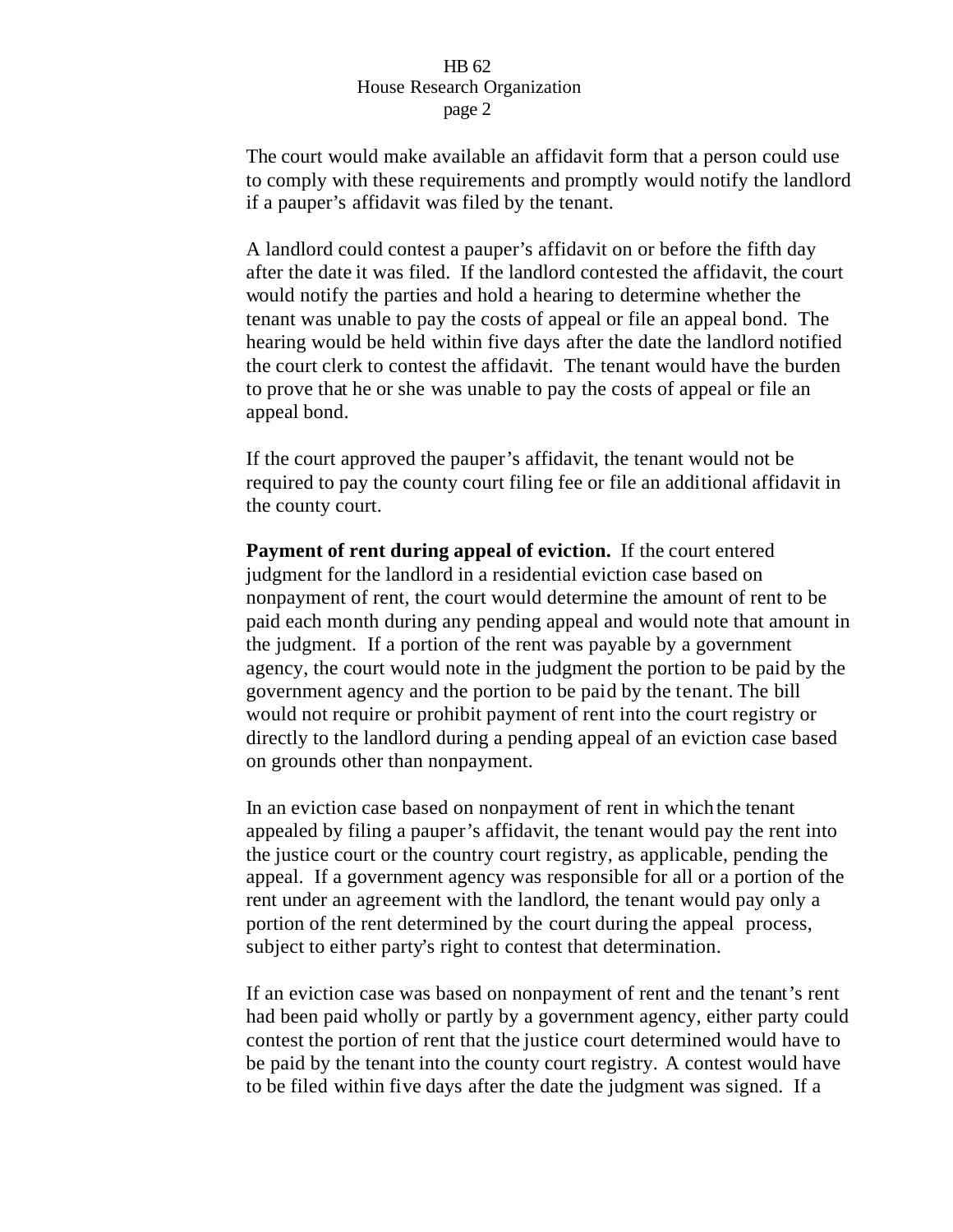The court would make available an affidavit form that a person could use to comply with these requirements and promptly would notify the landlord if a pauper's affidavit was filed by the tenant.

A landlord could contest a pauper's affidavit on or before the fifth day after the date it was filed. If the landlord contested the affidavit, the court would notify the parties and hold a hearing to determine whether the tenant was unable to pay the costs of appeal or file an appeal bond. The hearing would be held within five days after the date the landlord notified the court clerk to contest the affidavit. The tenant would have the burden to prove that he or she was unable to pay the costs of appeal or file an appeal bond.

If the court approved the pauper's affidavit, the tenant would not be required to pay the county court filing fee or file an additional affidavit in the county court.

**Payment of rent during appeal of eviction.** If the court entered judgment for the landlord in a residential eviction case based on nonpayment of rent, the court would determine the amount of rent to be paid each month during any pending appeal and would note that amount in the judgment. If a portion of the rent was payable by a government agency, the court would note in the judgment the portion to be paid by the government agency and the portion to be paid by the tenant. The bill would not require or prohibit payment of rent into the court registry or directly to the landlord during a pending appeal of an eviction case based on grounds other than nonpayment.

In an eviction case based on nonpayment of rent in which the tenant appealed by filing a pauper's affidavit, the tenant would pay the rent into the justice court or the country court registry, as applicable, pending the appeal. If a government agency was responsible for all or a portion of the rent under an agreement with the landlord, the tenant would pay only a portion of the rent determined by the court during the appeal process, subject to either party's right to contest that determination.

If an eviction case was based on nonpayment of rent and the tenant's rent had been paid wholly or partly by a government agency, either party could contest the portion of rent that the justice court determined would have to be paid by the tenant into the county court registry. A contest would have to be filed within five days after the date the judgment was signed. If a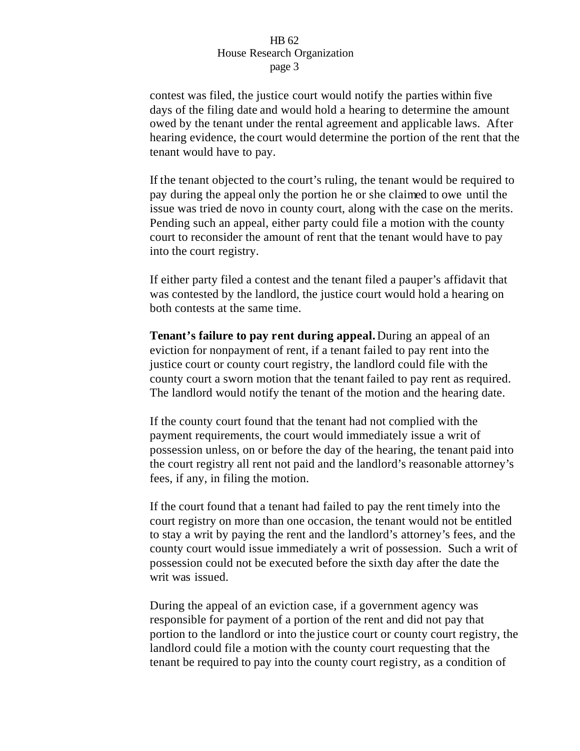contest was filed, the justice court would notify the parties within five days of the filing date and would hold a hearing to determine the amount owed by the tenant under the rental agreement and applicable laws. After hearing evidence, the court would determine the portion of the rent that the tenant would have to pay.

If the tenant objected to the court's ruling, the tenant would be required to pay during the appeal only the portion he or she claimed to owe until the issue was tried de novo in county court, along with the case on the merits. Pending such an appeal, either party could file a motion with the county court to reconsider the amount of rent that the tenant would have to pay into the court registry.

If either party filed a contest and the tenant filed a pauper's affidavit that was contested by the landlord, the justice court would hold a hearing on both contests at the same time.

**Tenant's failure to pay rent during appeal.** During an appeal of an eviction for nonpayment of rent, if a tenant failed to pay rent into the justice court or county court registry, the landlord could file with the county court a sworn motion that the tenant failed to pay rent as required. The landlord would notify the tenant of the motion and the hearing date.

If the county court found that the tenant had not complied with the payment requirements, the court would immediately issue a writ of possession unless, on or before the day of the hearing, the tenant paid into the court registry all rent not paid and the landlord's reasonable attorney's fees, if any, in filing the motion.

If the court found that a tenant had failed to pay the rent timely into the court registry on more than one occasion, the tenant would not be entitled to stay a writ by paying the rent and the landlord's attorney's fees, and the county court would issue immediately a writ of possession. Such a writ of possession could not be executed before the sixth day after the date the writ was issued.

During the appeal of an eviction case, if a government agency was responsible for payment of a portion of the rent and did not pay that portion to the landlord or into the justice court or county court registry, the landlord could file a motion with the county court requesting that the tenant be required to pay into the county court registry, as a condition of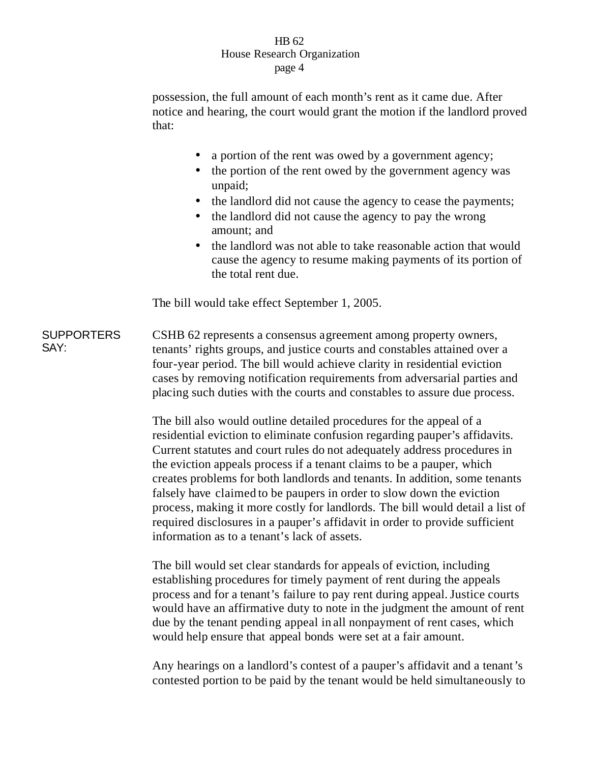possession, the full amount of each month's rent as it came due. After notice and hearing, the court would grant the motion if the landlord proved that:

- a portion of the rent was owed by a government agency;
- the portion of the rent owed by the government agency was unpaid;
- the landlord did not cause the agency to cease the payments;
- the landlord did not cause the agency to pay the wrong amount; and
- the landlord was not able to take reasonable action that would cause the agency to resume making payments of its portion of the total rent due.

The bill would take effect September 1, 2005.

**SUPPORTERS SAY:**

CSHB 62 represents a consensus agreement among property owners, tenants' rights groups, and justice courts and constables attained over a four-year period. The bill would achieve clarity in residential eviction cases by removing notification requirements from adversarial parties and placing such duties with the courts and constables to assure due process.

The bill also would outline detailed procedures for the appeal of a residential eviction to eliminate confusion regarding pauper's affidavits. Current statutes and court rules do not adequately address procedures in the eviction appeals process if a tenant claims to be a pauper, which creates problems for both landlords and tenants. In addition, some tenants falsely have claimed to be paupers in order to slow down the eviction process, making it more costly for landlords. The bill would detail a list of required disclosures in a pauper's affidavit in order to provide sufficient information as to a tenant's lack of assets.

The bill would set clear standards for appeals of eviction, including establishing procedures for timely payment of rent during the appeals process and for a tenant's failure to pay rent during appeal. Justice courts would have an affirmative duty to note in the judgment the amount of rent due by the tenant pending appeal in all nonpayment of rent cases, which would help ensure that appeal bonds were set at a fair amount.

Any hearings on a landlord's contest of a pauper's affidavit and a tenant's contested portion to be paid by the tenant would be held simultaneously to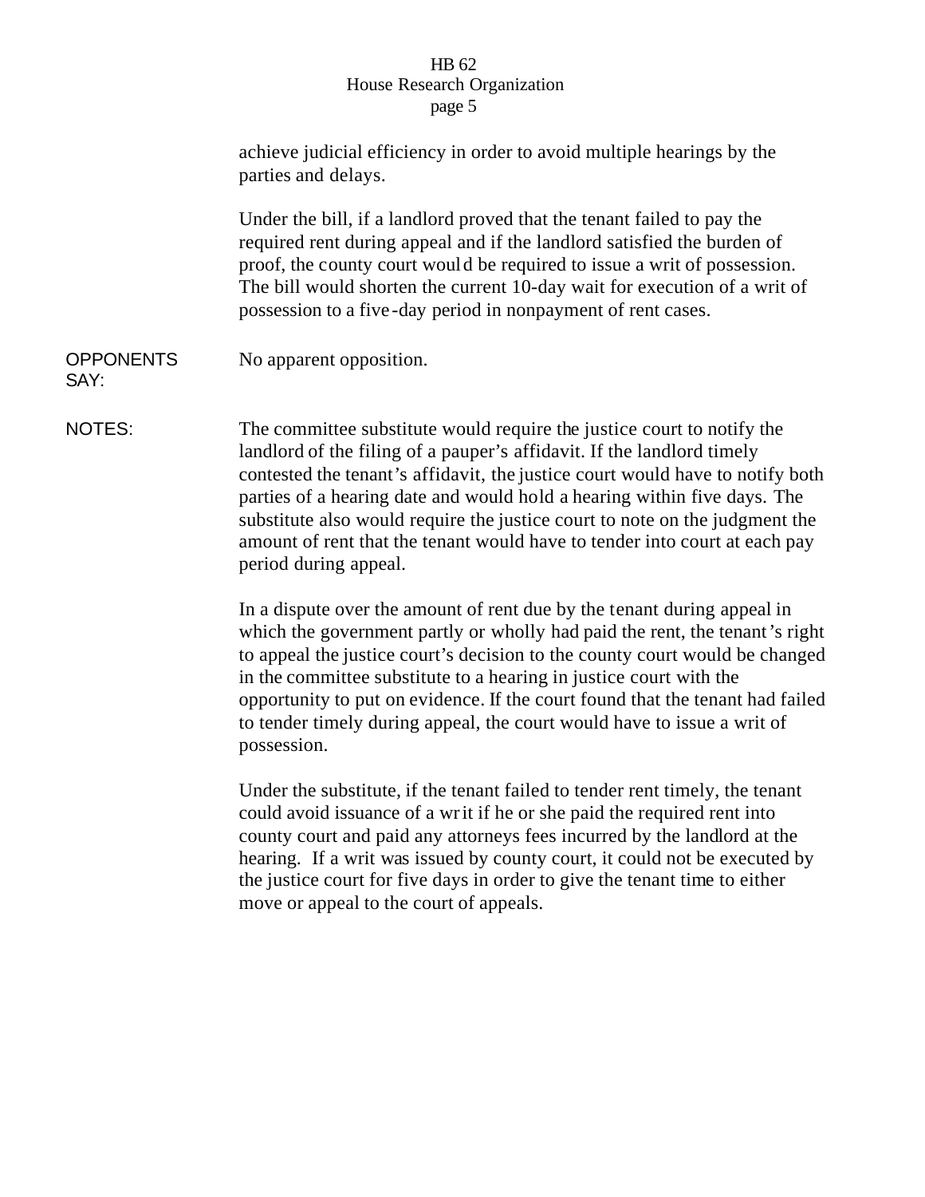achieve judicial efficiency in order to avoid multiple hearings by the parties and delays.

Under the bill, if a landlord proved that the tenant failed to pay the required rent during appeal and if the landlord satisfied the burden of proof, the county court would be required to issue a writ of possession. The bill would shorten the current 10-day wait for execution of a writ of possession to a five-day period in nonpayment of rent cases.

**OPPONENTS SAY:** No apparent opposition.

**NOTES:** The committee substitute would require the justice court to notify the landlord of the filing of a pauper's affidavit. If the landlord timely contested the tenant's affidavit, the justice court would have to notify both parties of a hearing date and would hold a hearing within five days. The substitute also would require the justice court to note on the judgment the amount of rent that the tenant would have to tender into court at each pay period during appeal.

In a dispute over the amount of rent due by the tenant during appeal in which the government partly or wholly had paid the rent, the tenant's right to appeal the justice court's decision to the county court would be changed in the committee substitute to a hearing in justice court with the opportunity to put on evidence. If the court found that the tenant had failed to tender timely during appeal, the court would have to issue a writ of possession.

Under the substitute, if the tenant failed to tender rent timely, the tenant could avoid issuance of a writ if he or she paid the required rent into county court and paid any attorneys fees incurred by the landlord at the hearing. If a writ was issued by county court, it could not be executed by the justice court for five days in order to give the tenant time to either move or appeal to the court of appeals.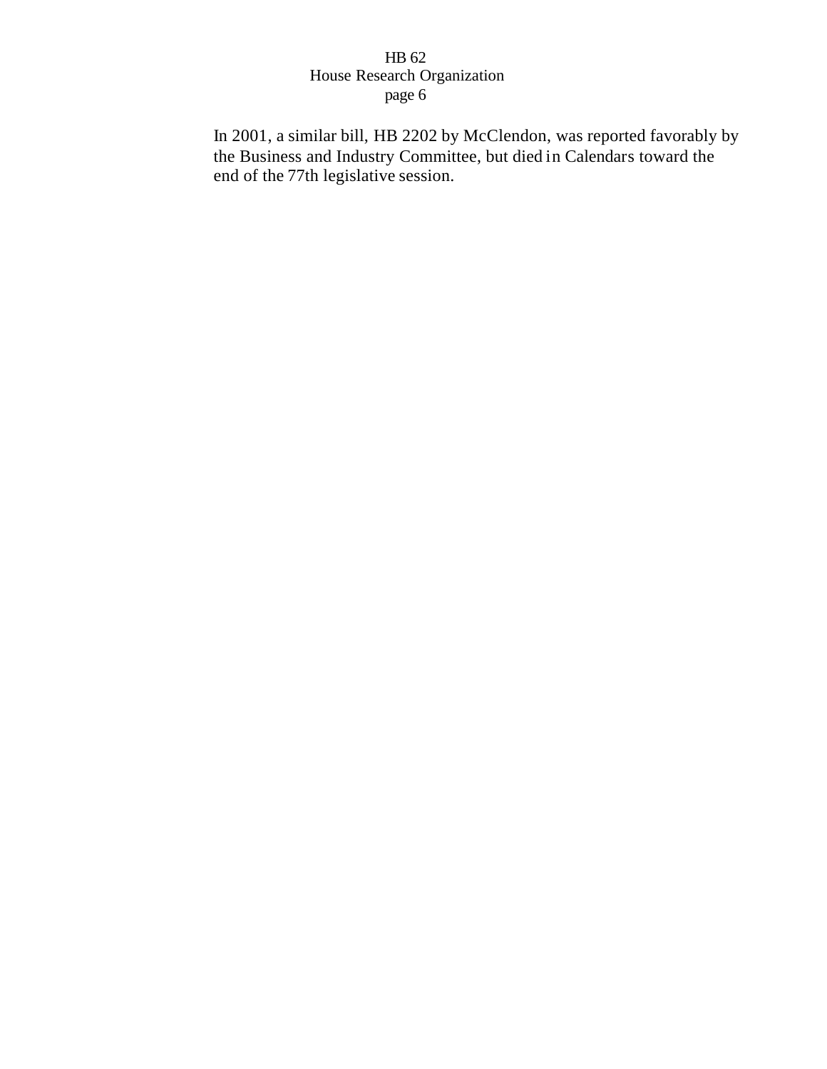In 2001, a similar bill, HB 2202 by McClendon, was reported favorably by the Business and Industry Committee, but died in Calendars toward the end of the 77th legislative session.